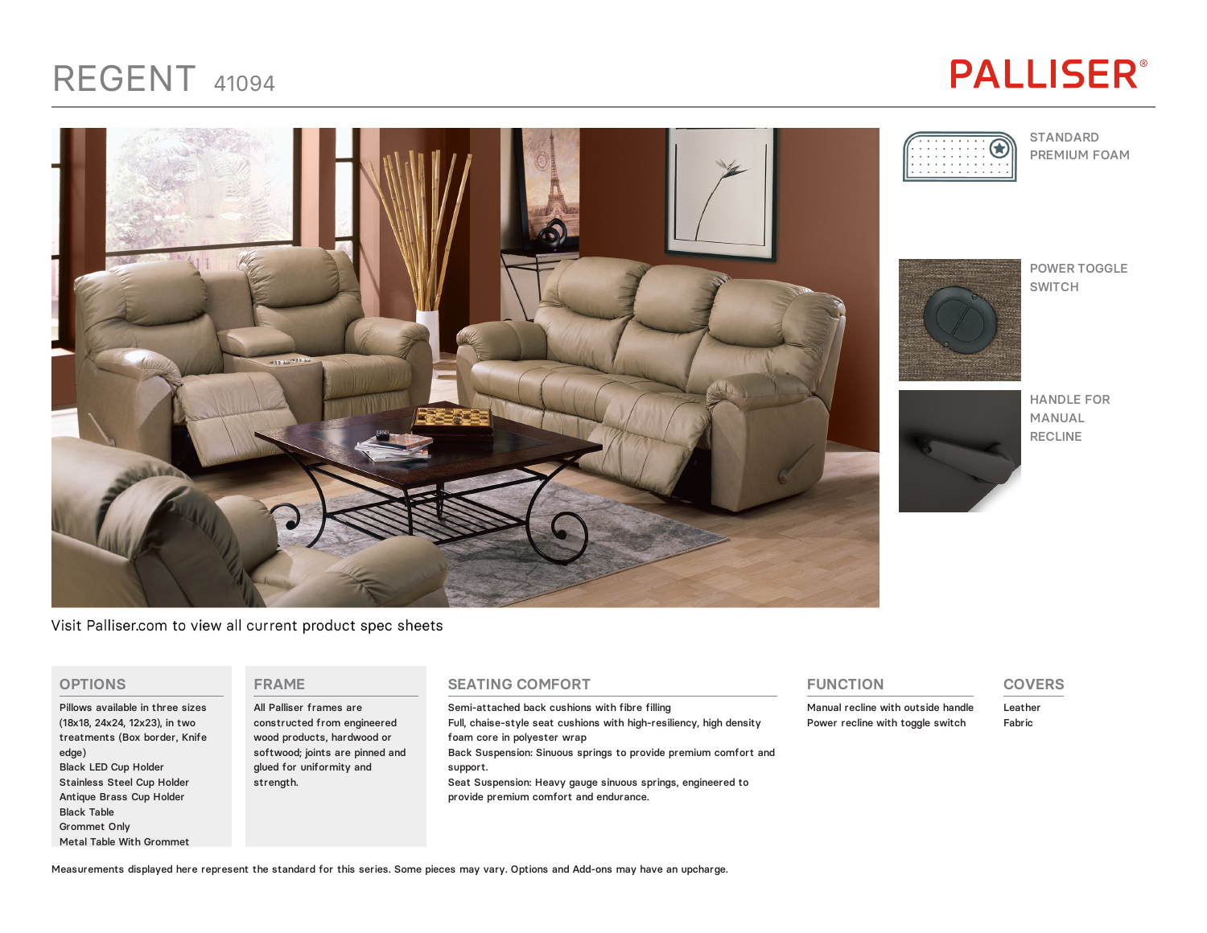# REGENT 41094

PALLISER®

STANDARD PREMIUM FOAM

POWER TOGGLE SWITCH

HANDLE FOR MANUAL RECLINE

Visit Palliser.com to view all current product spec sheets

## OPTIONS

Pillows available in three sizes (18x18, 24x24, 12x23), in two treatments (Box border, Knife edge)
Black LED Cup Holder
Stainless Steel Cup Holder
Antique Brass Cup Holder
Black Table
Grommet Only
Metal Table With Grommet

## FRAME

All Palliser frames are constructed from engineered wood products, hardwood or softwood; joints are pinned and glued for uniformity and strength.

## SEATING COMFORT

Semi-attached back cushions with fibre filling
Full, chaise-style seat cushions with high-resiliency, high density foam core in polyester wrap
Back Suspension: Sinuous springs to provide premium comfort and support.
Seat Suspension: Heavy gauge sinuous springs, engineered to provide premium comfort and endurance.

## FUNCTION

Manual recline with outside handle
Power recline with toggle switch

## COVERS

Leather
Fabric

Measurements displayed here represent the standard for this series. Some pieces may vary. Options and Add-ons may have an upcharge.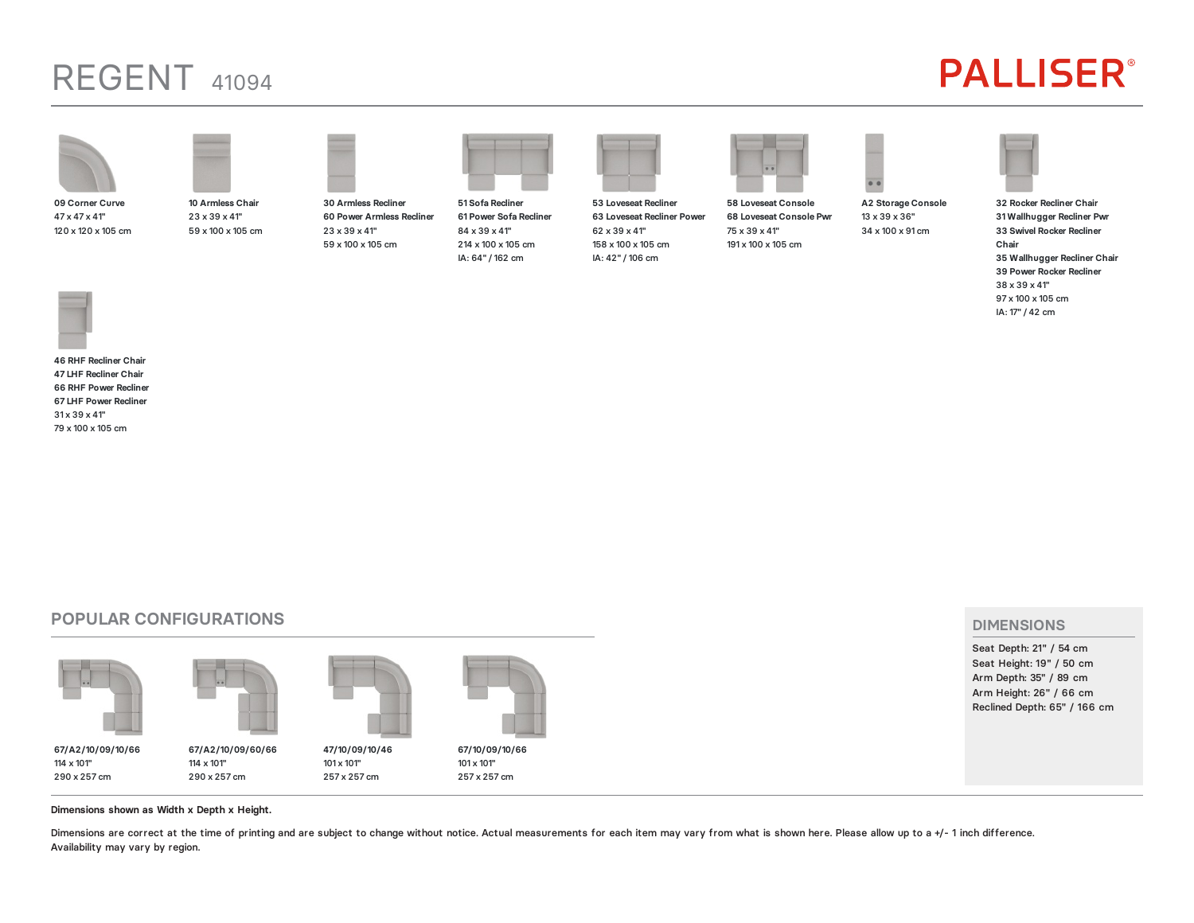# REGENT 41094

PALLISER®

**09 Corner Curve**
47 x 47 x 41"
120 x 120 x 105 cm

**10 Armless Chair**
23 x 39 x 41"
59 x 100 x 105 cm

**30 Armless Recliner**
**60 Power Armless Recliner**
23 x 39 x 41"
59 x 100 x 105 cm

**51 Sofa Recliner**
**61 Power Sofa Recliner**
84 x 39 x 41"
214 x 100 x 105 cm
IA: 64" / 162 cm

**53 Loveseat Recliner**
**63 Loveseat Recliner Power**
62 x 39 x 41"
158 x 100 x 105 cm
IA: 42" / 106 cm

**58 Loveseat Console**
**68 Loveseat Console Pwr**
75 x 39 x 41"
191 x 100 x 105 cm

**A2 Storage Console**
13 x 39 x 36"
34 x 100 x 91 cm

**32 Rocker Recliner Chair**
**31 Wallhugger Recliner Pwr**
**33 Swivel Rocker Recliner Chair**
**35 Wallhugger Recliner Chair**
**39 Power Rocker Recliner**
38 x 39 x 41"
97 x 100 x 105 cm
IA: 17" / 42 cm

**46 RHF Recliner Chair**
**47 LHF Recliner Chair**
**66 RHF Power Recliner**
**67 LHF Power Recliner**
31 x 39 x 41"
79 x 100 x 105 cm

## POPULAR CONFIGURATIONS

**67/A2/10/09/10/66**
114 x 101"
290 x 257 cm

**67/A2/10/09/60/66**
114 x 101"
290 x 257 cm

**47/10/09/10/46**
101 x 101"
257 x 257 cm

**67/10/09/10/66**
101 x 101"
257 x 257 cm

## DIMENSIONS

Seat Depth: 21" / 54 cm
Seat Height: 19" / 50 cm
Arm Depth: 35" / 89 cm
Arm Height: 26" / 66 cm
Reclined Depth: 65" / 166 cm

**Dimensions shown as Width x Depth x Height.**

Dimensions are correct at the time of printing and are subject to change without notice. Actual measurements for each item may vary from what is shown here. Please allow up to a +/- 1 inch difference.
Availability may vary by region.